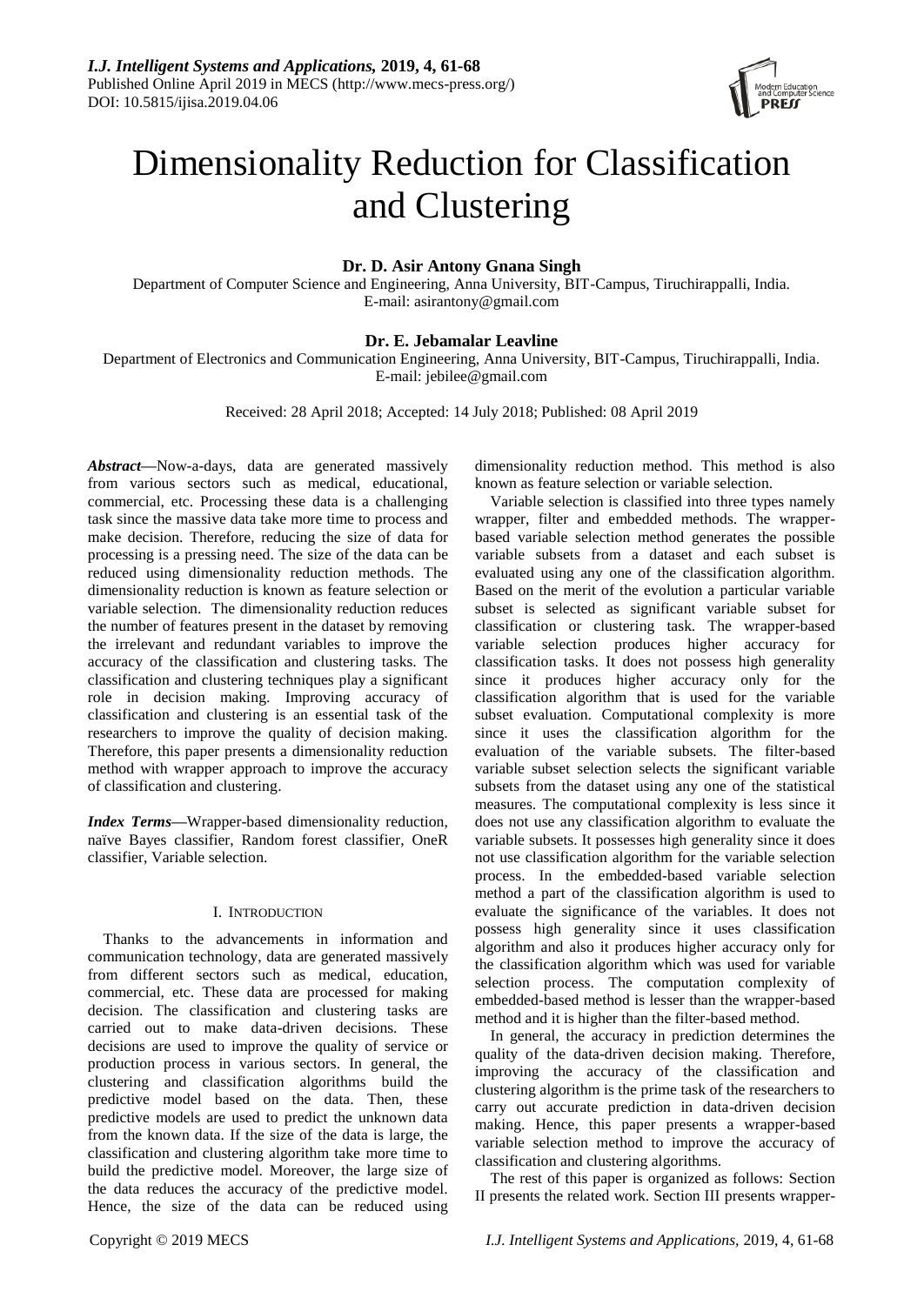# Dimensionality Reduction for Classification and Clustering

**Dr. D. Asir Antony Gnana Singh**

Department of Computer Science and Engineering, Anna University, BIT-Campus, Tiruchirappalli, India.
E-mail: asirantony@gmail.com

**Dr. E. Jebamalar Leavline**

Department of Electronics and Communication Engineering, Anna University, BIT-Campus, Tiruchirappalli, India.
E-mail: jebilee@gmail.com

Received: 28 April 2018; Accepted: 14 July 2018; Published: 08 April 2019

***Abstract*—**Now-a-days, data are generated massively from various sectors such as medical, educational, commercial, etc. Processing these data is a challenging task since the massive data take more time to process and make decision. Therefore, reducing the size of data for processing is a pressing need. The size of the data can be reduced using dimensionality reduction methods. The dimensionality reduction is known as feature selection or variable selection. The dimensionality reduction reduces the number of features present in the dataset by removing the irrelevant and redundant variables to improve the accuracy of the classification and clustering tasks. The classification and clustering techniques play a significant role in decision making. Improving accuracy of classification and clustering is an essential task of the researchers to improve the quality of decision making. Therefore, this paper presents a dimensionality reduction method with wrapper approach to improve the accuracy of classification and clustering.

***Index Terms*—**Wrapper-based dimensionality reduction, naïve Bayes classifier, Random forest classifier, OneR classifier, Variable selection.

## I. INTRODUCTION

Thanks to the advancements in information and communication technology, data are generated massively from different sectors such as medical, education, commercial, etc. These data are processed for making decision. The classification and clustering tasks are carried out to make data-driven decisions. These decisions are used to improve the quality of service or production process in various sectors. In general, the clustering and classification algorithms build the predictive model based on the data. Then, these predictive models are used to predict the unknown data from the known data. If the size of the data is large, the classification and clustering algorithm take more time to build the predictive model. Moreover, the large size of the data reduces the accuracy of the predictive model. Hence, the size of the data can be reduced using dimensionality reduction method. This method is also known as feature selection or variable selection.

Variable selection is classified into three types namely wrapper, filter and embedded methods. The wrapper-based variable selection method generates the possible variable subsets from a dataset and each subset is evaluated using any one of the classification algorithm. Based on the merit of the evolution a particular variable subset is selected as significant variable subset for classification or clustering task. The wrapper-based variable selection produces higher accuracy for classification tasks. It does not possess high generality since it produces higher accuracy only for the classification algorithm that is used for the variable subset evaluation. Computational complexity is more since it uses the classification algorithm for the evaluation of the variable subsets. The filter-based variable subset selection selects the significant variable subsets from the dataset using any one of the statistical measures. The computational complexity is less since it does not use any classification algorithm to evaluate the variable subsets. It possesses high generality since it does not use classification algorithm for the variable selection process. In the embedded-based variable selection method a part of the classification algorithm is used to evaluate the significance of the variables. It does not possess high generality since it uses classification algorithm and also it produces higher accuracy only for the classification algorithm which was used for variable selection process. The computation complexity of embedded-based method is lesser than the wrapper-based method and it is higher than the filter-based method.

In general, the accuracy in prediction determines the quality of the data-driven decision making. Therefore, improving the accuracy of the classification and clustering algorithm is the prime task of the researchers to carry out accurate prediction in data-driven decision making. Hence, this paper presents a wrapper-based variable selection method to improve the accuracy of classification and clustering algorithms.

The rest of this paper is organized as follows: Section II presents the related work. Section III presents wrapper-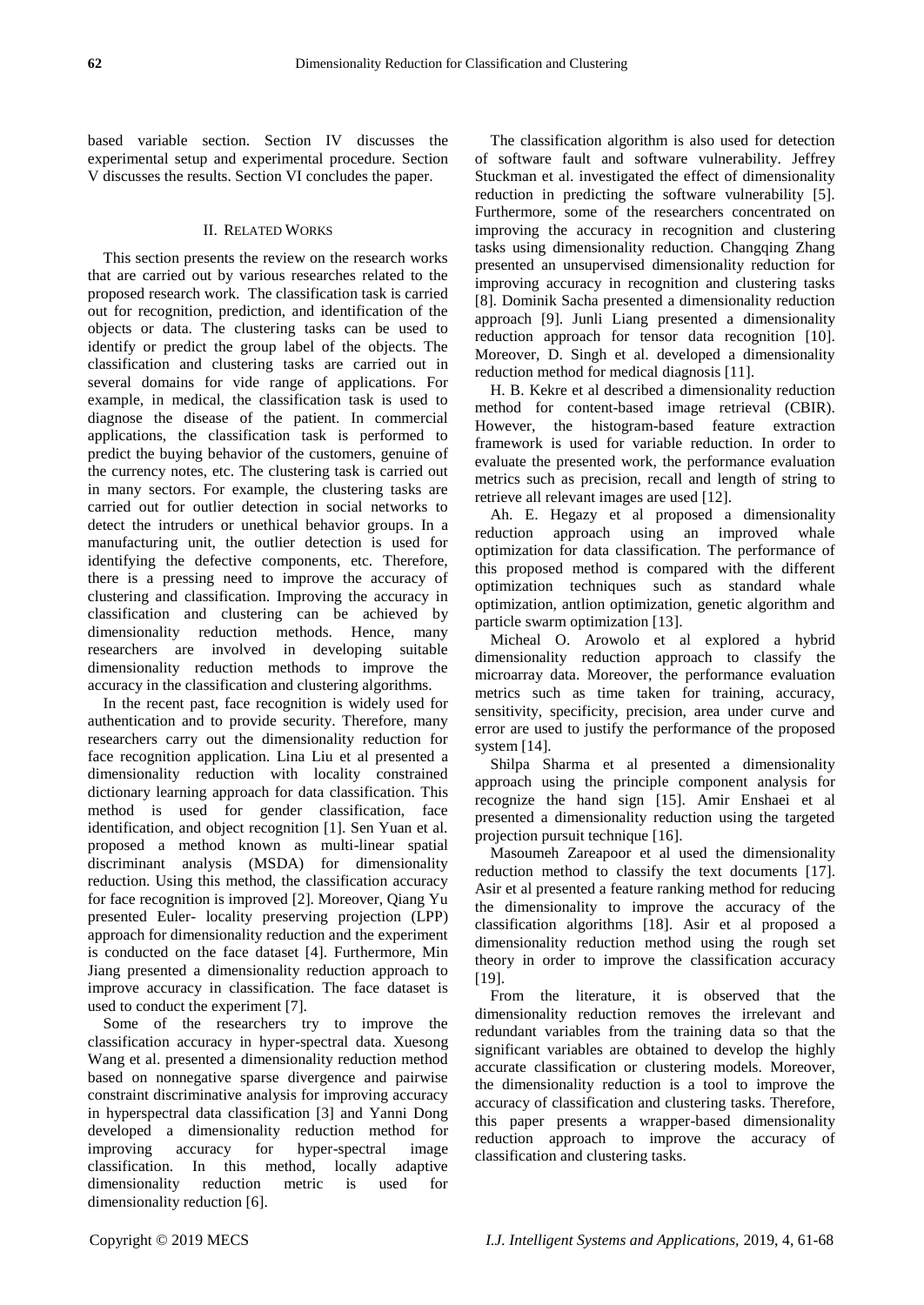based variable section. Section IV discusses the experimental setup and experimental procedure. Section V discusses the results. Section VI concludes the paper.

## II. RELATED WORKS

This section presents the review on the research works that are carried out by various researches related to the proposed research work. The classification task is carried out for recognition, prediction, and identification of the objects or data. The clustering tasks can be used to identify or predict the group label of the objects. The classification and clustering tasks are carried out in several domains for vide range of applications. For example, in medical, the classification task is used to diagnose the disease of the patient. In commercial applications, the classification task is performed to predict the buying behavior of the customers, genuine of the currency notes, etc. The clustering task is carried out in many sectors. For example, the clustering tasks are carried out for outlier detection in social networks to detect the intruders or unethical behavior groups. In a manufacturing unit, the outlier detection is used for identifying the defective components, etc. Therefore, there is a pressing need to improve the accuracy of clustering and classification. Improving the accuracy in classification and clustering can be achieved by dimensionality reduction methods. Hence, many researchers are involved in developing suitable dimensionality reduction methods to improve the accuracy in the classification and clustering algorithms.

In the recent past, face recognition is widely used for authentication and to provide security. Therefore, many researchers carry out the dimensionality reduction for face recognition application. Lina Liu et al presented a dimensionality reduction with locality constrained dictionary learning approach for data classification. This method is used for gender classification, face identification, and object recognition [1]. Sen Yuan et al. proposed a method known as multi-linear spatial discriminant analysis (MSDA) for dimensionality reduction. Using this method, the classification accuracy for face recognition is improved [2]. Moreover, Qiang Yu presented Euler- locality preserving projection (LPP) approach for dimensionality reduction and the experiment is conducted on the face dataset [4]. Furthermore, Min Jiang presented a dimensionality reduction approach to improve accuracy in classification. The face dataset is used to conduct the experiment [7].

Some of the researchers try to improve the classification accuracy in hyper-spectral data. Xuesong Wang et al. presented a dimensionality reduction method based on nonnegative sparse divergence and pairwise constraint discriminative analysis for improving accuracy in hyperspectral data classification [3] and Yanni Dong developed a dimensionality reduction method for improving accuracy for hyper-spectral image classification. In this method, locally adaptive dimensionality reduction metric is used for dimensionality reduction [6].

The classification algorithm is also used for detection of software fault and software vulnerability. Jeffrey Stuckman et al. investigated the effect of dimensionality reduction in predicting the software vulnerability [5]. Furthermore, some of the researchers concentrated on improving the accuracy in recognition and clustering tasks using dimensionality reduction. Changqing Zhang presented an unsupervised dimensionality reduction for improving accuracy in recognition and clustering tasks [8]. Dominik Sacha presented a dimensionality reduction approach [9]. Junli Liang presented a dimensionality reduction approach for tensor data recognition [10]. Moreover, D. Singh et al. developed a dimensionality reduction method for medical diagnosis [11].

H. B. Kekre et al described a dimensionality reduction method for content-based image retrieval (CBIR). However, the histogram-based feature extraction framework is used for variable reduction. In order to evaluate the presented work, the performance evaluation metrics such as precision, recall and length of string to retrieve all relevant images are used [12].

Ah. E. Hegazy et al proposed a dimensionality reduction approach using an improved whale optimization for data classification. The performance of this proposed method is compared with the different optimization techniques such as standard whale optimization, antlion optimization, genetic algorithm and particle swarm optimization [13].

Micheal O. Arowolo et al explored a hybrid dimensionality reduction approach to classify the microarray data. Moreover, the performance evaluation metrics such as time taken for training, accuracy, sensitivity, specificity, precision, area under curve and error are used to justify the performance of the proposed system [14].

Shilpa Sharma et al presented a dimensionality approach using the principle component analysis for recognize the hand sign [15]. Amir Enshaei et al presented a dimensionality reduction using the targeted projection pursuit technique [16].

Masoumeh Zareapoor et al used the dimensionality reduction method to classify the text documents [17]. Asir et al presented a feature ranking method for reducing the dimensionality to improve the accuracy of the classification algorithms [18]. Asir et al proposed a dimensionality reduction method using the rough set theory in order to improve the classification accuracy [19].

From the literature, it is observed that the dimensionality reduction removes the irrelevant and redundant variables from the training data so that the significant variables are obtained to develop the highly accurate classification or clustering models. Moreover, the dimensionality reduction is a tool to improve the accuracy of classification and clustering tasks. Therefore, this paper presents a wrapper-based dimensionality reduction approach to improve the accuracy of classification and clustering tasks.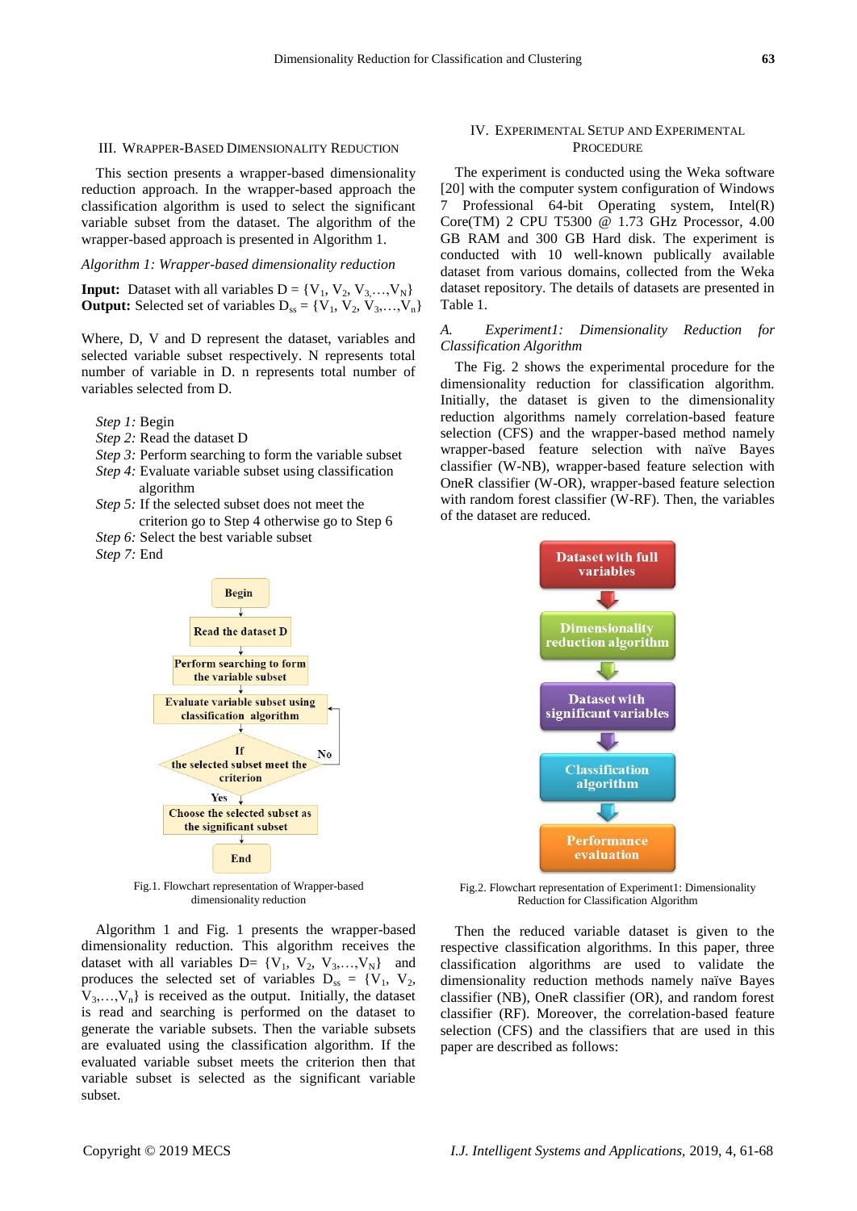### III. Wrapper-Based Dimensionality Reduction

This section presents a wrapper-based dimensionality reduction approach. In the wrapper-based approach the classification algorithm is used to select the significant variable subset from the dataset. The algorithm of the wrapper-based approach is presented in Algorithm 1.

*Algorithm 1: Wrapper-based dimensionality reduction*

**Input:** Dataset with all variables D = {$V_1$, $V_2$, $V_3$,…,$V_N$}
**Output:** Selected set of variables $D_{ss}$ = {$V_1$, $V_2$, $V_3$,…,$V_n$}

Where, D, V and D represent the dataset, variables and selected variable subset respectively. N represents total number of variable in D. n represents total number of variables selected from D.

*Step 1:* Begin
*Step 2:* Read the dataset D
*Step 3:* Perform searching to form the variable subset
*Step 4:* Evaluate variable subset using classification algorithm
*Step 5:* If the selected subset does not meet the criterion go to Step 4 otherwise go to Step 6
*Step 6:* Select the best variable subset
*Step 7:* End

Fig.1. Flowchart representation of Wrapper-based dimensionality reduction

Algorithm 1 and Fig. 1 presents the wrapper-based dimensionality reduction. This algorithm receives the dataset with all variables D= {$V_1$, $V_2$, $V_3$,…,$V_N$} and produces the selected set of variables $D_{ss}$ = {$V_1$, $V_2$, $V_3$,…,$V_n$} is received as the output. Initially, the dataset is read and searching is performed on the dataset to generate the variable subsets. Then the variable subsets are evaluated using the classification algorithm. If the evaluated variable subset meets the criterion then that variable subset is selected as the significant variable subset.

### IV. Experimental Setup and Experimental Procedure

The experiment is conducted using the Weka software [20] with the computer system configuration of Windows 7 Professional 64-bit Operating system, Intel(R) Core(TM) 2 CPU T5300 @ 1.73 GHz Processor, 4.00 GB RAM and 300 GB Hard disk. The experiment is conducted with 10 well-known publically available dataset from various domains, collected from the Weka dataset repository. The details of datasets are presented in Table 1.

#### *A. Experiment1: Dimensionality Reduction for Classification Algorithm*

The Fig. 2 shows the experimental procedure for the dimensionality reduction for classification algorithm. Initially, the dataset is given to the dimensionality reduction algorithms namely correlation-based feature selection (CFS) and the wrapper-based method namely wrapper-based feature selection with naïve Bayes classifier (W-NB), wrapper-based feature selection with OneR classifier (W-OR), wrapper-based feature selection with random forest classifier (W-RF). Then, the variables of the dataset are reduced.

Fig.2. Flowchart representation of Experiment1: Dimensionality Reduction for Classification Algorithm

Then the reduced variable dataset is given to the respective classification algorithms. In this paper, three classification algorithms are used to validate the dimensionality reduction methods namely naïve Bayes classifier (NB), OneR classifier (OR), and random forest classifier (RF). Moreover, the correlation-based feature selection (CFS) and the classifiers that are used in this paper are described as follows: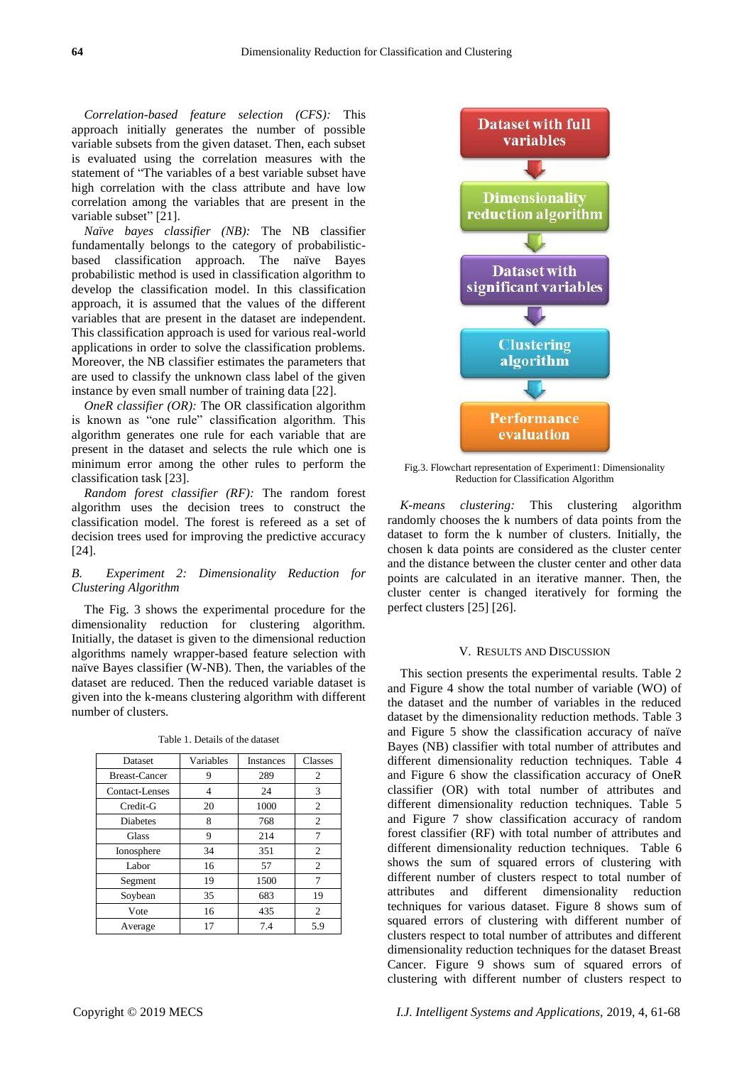*Correlation-based feature selection (CFS):* This approach initially generates the number of possible variable subsets from the given dataset. Then, each subset is evaluated using the correlation measures with the statement of "The variables of a best variable subset have high correlation with the class attribute and have low correlation among the variables that are present in the variable subset" [21].

*Naïve bayes classifier (NB):* The NB classifier fundamentally belongs to the category of probabilistic-based classification approach. The naïve Bayes probabilistic method is used in classification algorithm to develop the classification model. In this classification approach, it is assumed that the values of the different variables that are present in the dataset are independent. This classification approach is used for various real-world applications in order to solve the classification problems. Moreover, the NB classifier estimates the parameters that are used to classify the unknown class label of the given instance by even small number of training data [22].

*OneR classifier (OR):* The OR classification algorithm is known as "one rule" classification algorithm. This algorithm generates one rule for each variable that are present in the dataset and selects the rule which one is minimum error among the other rules to perform the classification task [23].

*Random forest classifier (RF):* The random forest algorithm uses the decision trees to construct the classification model. The forest is refereed as a set of decision trees used for improving the predictive accuracy [24].

### *B. Experiment 2: Dimensionality Reduction for Clustering Algorithm*

The Fig. 3 shows the experimental procedure for the dimensionality reduction for clustering algorithm. Initially, the dataset is given to the dimensional reduction algorithms namely wrapper-based feature selection with naïve Bayes classifier (W-NB). Then, the variables of the dataset are reduced. Then the reduced variable dataset is given into the k-means clustering algorithm with different number of clusters.

Table 1. Details of the dataset

| Dataset | Variables | Instances | Classes |
|---|---|---|---|
| Breast-Cancer | 9 | 289 | 2 |
| Contact-Lenses | 4 | 24 | 3 |
| Credit-G | 20 | 1000 | 2 |
| Diabetes | 8 | 768 | 2 |
| Glass | 9 | 214 | 7 |
| Ionosphere | 34 | 351 | 2 |
| Labor | 16 | 57 | 2 |
| Segment | 19 | 1500 | 7 |
| Soybean | 35 | 683 | 19 |
| Vote | 16 | 435 | 2 |
| Average | 17 | 7.4 | 5.9 |

Dataset with full variables → Dimensionality reduction algorithm → Dataset with significant variables → Clustering algorithm → Performance evaluation

Fig.3. Flowchart representation of Experiment1: Dimensionality Reduction for Classification Algorithm

*K-means clustering:* This clustering algorithm randomly chooses the k numbers of data points from the dataset to form the k number of clusters. Initially, the chosen k data points are considered as the cluster center and the distance between the cluster center and other data points are calculated in an iterative manner. Then, the cluster center is changed iteratively for forming the perfect clusters [25] [26].

## V. Results and Discussion

This section presents the experimental results. Table 2 and Figure 4 show the total number of variable (WO) of the dataset and the number of variables in the reduced dataset by the dimensionality reduction methods. Table 3 and Figure 5 show the classification accuracy of naïve Bayes (NB) classifier with total number of attributes and different dimensionality reduction techniques. Table 4 and Figure 6 show the classification accuracy of OneR classifier (OR) with total number of attributes and different dimensionality reduction techniques. Table 5 and Figure 7 show classification accuracy of random forest classifier (RF) with total number of attributes and different dimensionality reduction techniques. Table 6 shows the sum of squared errors of clustering with different number of clusters respect to total number of attributes and different dimensionality reduction techniques for various dataset. Figure 8 shows sum of squared errors of clustering with different number of clusters respect to total number of attributes and different dimensionality reduction techniques for the dataset Breast Cancer. Figure 9 shows sum of squared errors of clustering with different number of clusters respect to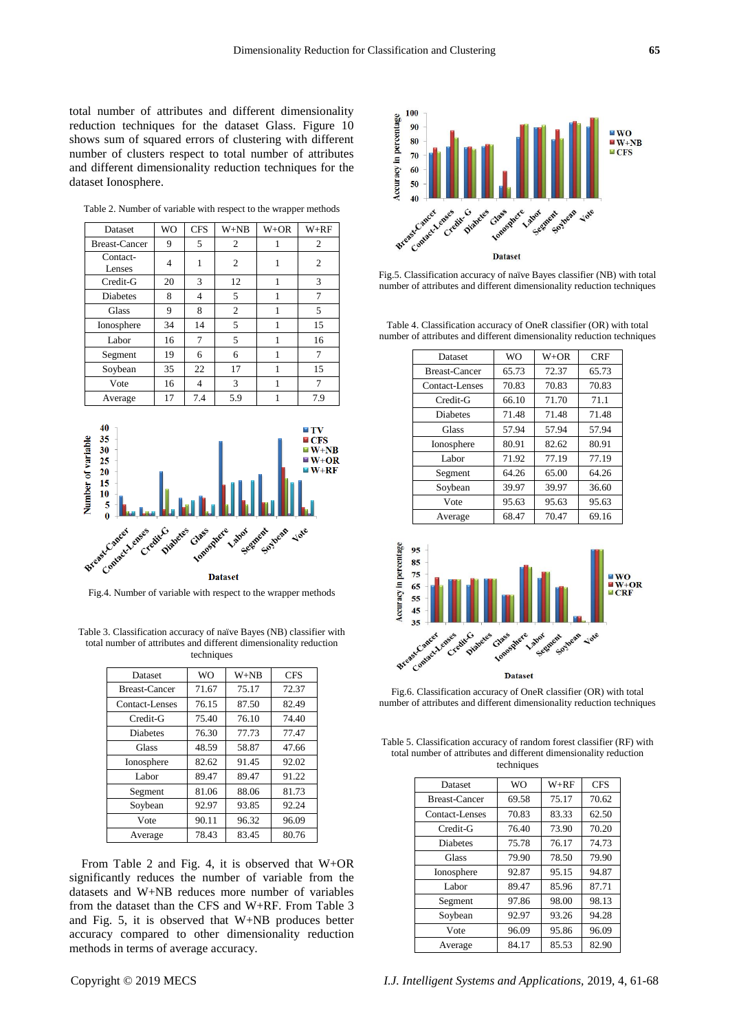total number of attributes and different dimensionality reduction techniques for the dataset Glass. Figure 10 shows sum of squared errors of clustering with different number of clusters respect to total number of attributes and different dimensionality reduction techniques for the dataset Ionosphere.

Table 2. Number of variable with respect to the wrapper methods

| Dataset | WO | CFS | W+NB | W+OR | W+RF |
|---|---|---|---|---|---|
| Breast-Cancer | 9 | 5 | 2 | 1 | 2 |
| Contact-Lenses | 4 | 1 | 2 | 1 | 2 |
| Credit-G | 20 | 3 | 12 | 1 | 3 |
| Diabetes | 8 | 4 | 5 | 1 | 7 |
| Glass | 9 | 8 | 2 | 1 | 5 |
| Ionosphere | 34 | 14 | 5 | 1 | 15 |
| Labor | 16 | 7 | 5 | 1 | 16 |
| Segment | 19 | 6 | 6 | 1 | 7 |
| Soybean | 35 | 22 | 17 | 1 | 15 |
| Vote | 16 | 4 | 3 | 1 | 7 |
| Average | 17 | 7.4 | 5.9 | 1 | 7.9 |

Fig.4. Number of variable with respect to the wrapper methods

Table 3. Classification accuracy of naïve Bayes (NB) classifier with total number of attributes and different dimensionality reduction techniques

| Dataset | WO | W+NB | CFS |
|---|---|---|---|
| Breast-Cancer | 71.67 | 75.17 | 72.37 |
| Contact-Lenses | 76.15 | 87.50 | 82.49 |
| Credit-G | 75.40 | 76.10 | 74.40 |
| Diabetes | 76.30 | 77.73 | 77.47 |
| Glass | 48.59 | 58.87 | 47.66 |
| Ionosphere | 82.62 | 91.45 | 92.02 |
| Labor | 89.47 | 89.47 | 91.22 |
| Segment | 81.06 | 88.06 | 81.73 |
| Soybean | 92.97 | 93.85 | 92.24 |
| Vote | 90.11 | 96.32 | 96.09 |
| Average | 78.43 | 83.45 | 80.76 |

From Table 2 and Fig. 4, it is observed that W+OR significantly reduces the number of variable from the datasets and W+NB reduces more number of variables from the dataset than the CFS and W+RF. From Table 3 and Fig. 5, it is observed that W+NB produces better accuracy compared to other dimensionality reduction methods in terms of average accuracy.

Fig.5. Classification accuracy of naïve Bayes classifier (NB) with total number of attributes and different dimensionality reduction techniques

Table 4. Classification accuracy of OneR classifier (OR) with total number of attributes and different dimensionality reduction techniques

| Dataset | WO | W+OR | CRF |
|---|---|---|---|
| Breast-Cancer | 65.73 | 72.37 | 65.73 |
| Contact-Lenses | 70.83 | 70.83 | 70.83 |
| Credit-G | 66.10 | 71.70 | 71.1 |
| Diabetes | 71.48 | 71.48 | 71.48 |
| Glass | 57.94 | 57.94 | 57.94 |
| Ionosphere | 80.91 | 82.62 | 80.91 |
| Labor | 71.92 | 77.19 | 77.19 |
| Segment | 64.26 | 65.00 | 64.26 |
| Soybean | 39.97 | 39.97 | 36.60 |
| Vote | 95.63 | 95.63 | 95.63 |
| Average | 68.47 | 70.47 | 69.16 |

Fig.6. Classification accuracy of OneR classifier (OR) with total number of attributes and different dimensionality reduction techniques

Table 5. Classification accuracy of random forest classifier (RF) with total number of attributes and different dimensionality reduction techniques

| Dataset | WO | W+RF | CFS |
|---|---|---|---|
| Breast-Cancer | 69.58 | 75.17 | 70.62 |
| Contact-Lenses | 70.83 | 83.33 | 62.50 |
| Credit-G | 76.40 | 73.90 | 70.20 |
| Diabetes | 75.78 | 76.17 | 74.73 |
| Glass | 79.90 | 78.50 | 79.90 |
| Ionosphere | 92.87 | 95.15 | 94.87 |
| Labor | 89.47 | 85.96 | 87.71 |
| Segment | 97.86 | 98.00 | 98.13 |
| Soybean | 92.97 | 93.26 | 94.28 |
| Vote | 96.09 | 95.86 | 96.09 |
| Average | 84.17 | 85.53 | 82.90 |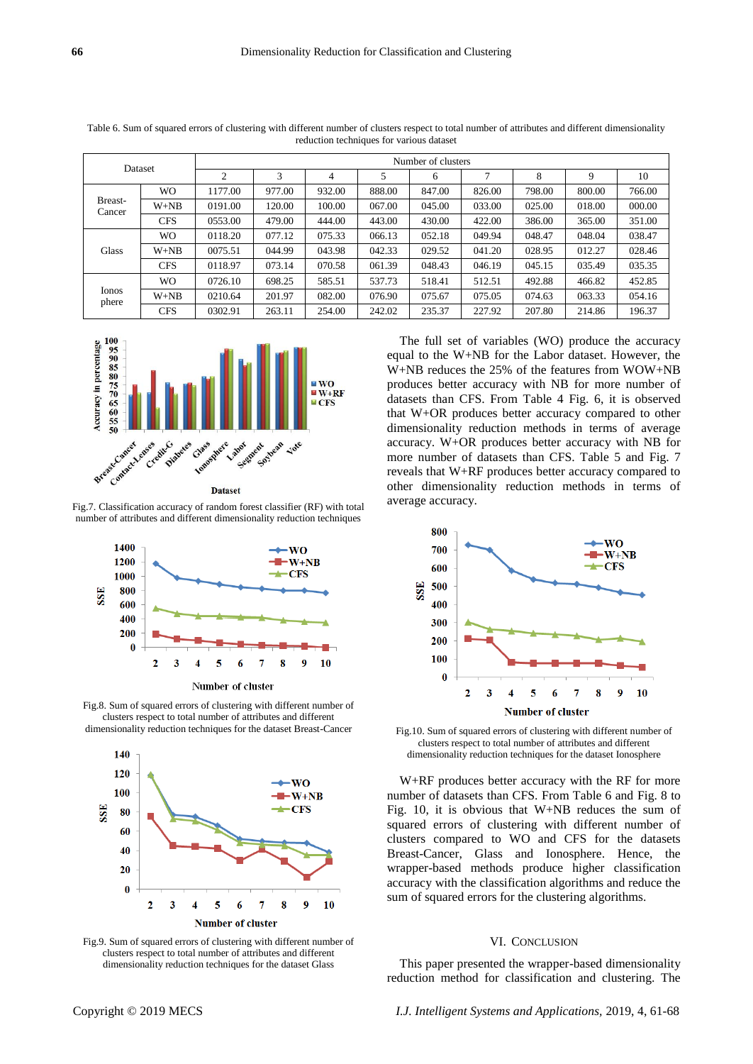Table 6. Sum of squared errors of clustering with different number of clusters respect to total number of attributes and different dimensionality reduction techniques for various dataset

| Dataset | | Number of clusters | | | | | | | | |
|---|---|---|---|---|---|---|---|---|---|---|
| | | 2 | 3 | 4 | 5 | 6 | 7 | 8 | 9 | 10 |
| Breast-Cancer | WO | 1177.00 | 977.00 | 932.00 | 888.00 | 847.00 | 826.00 | 798.00 | 800.00 | 766.00 |
| | W+NB | 0191.00 | 120.00 | 100.00 | 067.00 | 045.00 | 033.00 | 025.00 | 018.00 | 000.00 |
| | CFS | 0553.00 | 479.00 | 444.00 | 443.00 | 430.00 | 422.00 | 386.00 | 365.00 | 351.00 |
| Glass | WO | 0118.20 | 077.12 | 075.33 | 066.13 | 052.18 | 049.94 | 048.47 | 048.04 | 038.47 |
| | W+NB | 0075.51 | 044.99 | 043.98 | 042.33 | 029.52 | 041.20 | 028.95 | 012.27 | 028.46 |
| | CFS | 0118.97 | 073.14 | 070.58 | 061.39 | 048.43 | 046.19 | 045.15 | 035.49 | 035.35 |
| Ionosphere | WO | 0726.10 | 698.25 | 585.51 | 537.73 | 518.41 | 512.51 | 492.88 | 466.82 | 452.85 |
| | W+NB | 0210.64 | 201.97 | 082.00 | 076.90 | 075.67 | 075.05 | 074.63 | 063.33 | 054.16 |
| | CFS | 0302.91 | 263.11 | 254.00 | 242.02 | 235.37 | 227.92 | 207.80 | 214.86 | 196.37 |

Fig.7. Classification accuracy of random forest classifier (RF) with total number of attributes and different dimensionality reduction techniques

Fig.8. Sum of squared errors of clustering with different number of clusters respect to total number of attributes and different dimensionality reduction techniques for the dataset Breast-Cancer

Fig.9. Sum of squared errors of clustering with different number of clusters respect to total number of attributes and different dimensionality reduction techniques for the dataset Glass

The full set of variables (WO) produce the accuracy equal to the W+NB for the Labor dataset. However, the W+NB reduces the 25% of the features from WOW+NB produces better accuracy with NB for more number of datasets than CFS. From Table 4 Fig. 6, it is observed that W+OR produces better accuracy compared to other dimensionality reduction methods in terms of average accuracy. W+OR produces better accuracy with NB for more number of datasets than CFS. Table 5 and Fig. 7 reveals that W+RF produces better accuracy compared to other dimensionality reduction methods in terms of average accuracy.

Fig.10. Sum of squared errors of clustering with different number of clusters respect to total number of attributes and different dimensionality reduction techniques for the dataset Ionosphere

W+RF produces better accuracy with the RF for more number of datasets than CFS. From Table 6 and Fig. 8 to Fig. 10, it is obvious that W+NB reduces the sum of squared errors of clustering with different number of clusters compared to WO and CFS for the datasets Breast-Cancer, Glass and Ionosphere. Hence, the wrapper-based methods produce higher classification accuracy with the classification algorithms and reduce the sum of squared errors for the clustering algorithms.

## VI. Conclusion

This paper presented the wrapper-based dimensionality reduction method for classification and clustering. The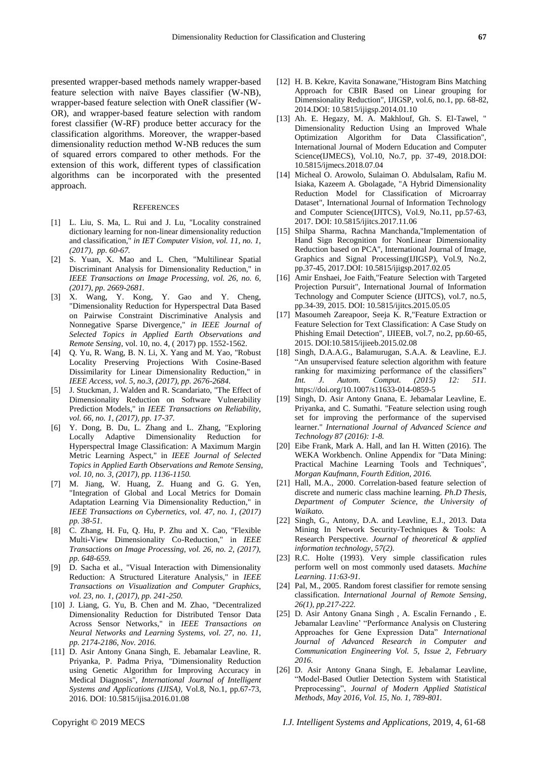presented wrapper-based methods namely wrapper-based feature selection with naïve Bayes classifier (W-NB), wrapper-based feature selection with OneR classifier (W-OR), and wrapper-based feature selection with random forest classifier (W-RF) produce better accuracy for the classification algorithms. Moreover, the wrapper-based dimensionality reduction method W-NB reduces the sum of squared errors compared to other methods. For the extension of this work, different types of classification algorithms can be incorporated with the presented approach.

## REFERENCES

- [1] L. Liu, S. Ma, L. Rui and J. Lu, "Locality constrained dictionary learning for non-linear dimensionality reduction and classification," *in IET Computer Vision, vol. 11, no. 1, (2017), pp. 60-67.*
- [2] S. Yuan, X. Mao and L. Chen, "Multilinear Spatial Discriminant Analysis for Dimensionality Reduction," in *IEEE Transactions on Image Processing, vol. 26, no. 6, (2017), pp. 2669-2681.*
- [3] X. Wang, Y. Kong, Y. Gao and Y. Cheng, "Dimensionality Reduction for Hyperspectral Data Based on Pairwise Constraint Discriminative Analysis and Nonnegative Sparse Divergence," *in IEEE Journal of Selected Topics in Applied Earth Observations and Remote Sensing*, vol. 10, no. 4, ( 2017) pp. 1552-1562.
- [4] Q. Yu, R. Wang, B. N. Li, X. Yang and M. Yao, "Robust Locality Preserving Projections With Cosine-Based Dissimilarity for Linear Dimensionality Reduction," in *IEEE Access, vol. 5, no.3, (2017), pp. 2676-2684.*
- [5] J. Stuckman, J. Walden and R. Scandariato, "The Effect of Dimensionality Reduction on Software Vulnerability Prediction Models," in *IEEE Transactions on Reliability, vol. 66, no. 1, (2017), pp. 17-37.*
- [6] Y. Dong, B. Du, L. Zhang and L. Zhang, "Exploring Locally Adaptive Dimensionality Reduction for Hyperspectral Image Classification: A Maximum Margin Metric Learning Aspect," in *IEEE Journal of Selected Topics in Applied Earth Observations and Remote Sensing, vol. 10, no. 3, (2017), pp. 1136-1150.*
- [7] M. Jiang, W. Huang, Z. Huang and G. G. Yen, "Integration of Global and Local Metrics for Domain Adaptation Learning Via Dimensionality Reduction," in *IEEE Transactions on Cybernetics, vol. 47, no. 1, (2017) pp. 38-51.*
- [8] C. Zhang, H. Fu, Q. Hu, P. Zhu and X. Cao, "Flexible Multi-View Dimensionality Co-Reduction," in *IEEE Transactions on Image Processing, vol. 26, no. 2, (2017), pp. 648-659.*
- [9] D. Sacha et al., "Visual Interaction with Dimensionality Reduction: A Structured Literature Analysis," in *IEEE Transactions on Visualization and Computer Graphics, vol. 23, no. 1, (2017), pp. 241-250.*
- [10] J. Liang, G. Yu, B. Chen and M. Zhao, "Decentralized Dimensionality Reduction for Distributed Tensor Data Across Sensor Networks," in *IEEE Transactions on Neural Networks and Learning Systems, vol. 27, no. 11, pp. 2174-2186, Nov. 2016.*
- [11] D. Asir Antony Gnana Singh, E. Jebamalar Leavline, R. Priyanka, P. Padma Priya, "Dimensionality Reduction using Genetic Algorithm for Improving Accuracy in Medical Diagnosis", *International Journal of Intelligent Systems and Applications (IJISA),* Vol.8, No.1, pp.67-73, 2016. DOI: 10.5815/ijisa.2016.01.08
- [12] H. B. Kekre, Kavita Sonawane,"Histogram Bins Matching Approach for CBIR Based on Linear grouping for Dimensionality Reduction", IJIGSP, vol.6, no.1, pp. 68-82, 2014.DOI: 10.5815/ijigsp.2014.01.10
- [13] Ah. E. Hegazy, M. A. Makhlouf, Gh. S. El-Tawel, " Dimensionality Reduction Using an Improved Whale Optimization Algorithm for Data Classification", International Journal of Modern Education and Computer Science(IJMECS), Vol.10, No.7, pp. 37-49, 2018.DOI: 10.5815/ijmecs.2018.07.04
- [14] Micheal O. Arowolo, Sulaiman O. Abdulsalam, Rafiu M. Isiaka, Kazeem A. Gbolagade, "A Hybrid Dimensionality Reduction Model for Classification of Microarray Dataset", International Journal of Information Technology and Computer Science(IJITCS), Vol.9, No.11, pp.57-63, 2017. DOI: 10.5815/ijitcs.2017.11.06
- [15] Shilpa Sharma, Rachna Manchanda,"Implementation of Hand Sign Recognition for NonLinear Dimensionality Reduction based on PCA", International Journal of Image, Graphics and Signal Processing(IJIGSP), Vol.9, No.2, pp.37-45, 2017.DOI: 10.5815/ijigsp.2017.02.05
- [16] Amir Enshaei, Joe Faith,"Feature Selection with Targeted Projection Pursuit", International Journal of Information Technology and Computer Science (IJITCS), vol.7, no.5, pp.34-39, 2015. DOI: 10.5815/ijitcs.2015.05.05
- [17] Masoumeh Zareapoor, Seeja K. R,"Feature Extraction or Feature Selection for Text Classification: A Case Study on Phishing Email Detection", IJIEEB, vol.7, no.2, pp.60-65, 2015. DOI:10.5815/ijieeb.2015.02.08
- [18] Singh, D.A.A.G., Balamurugan, S.A.A. & Leavline, E.J. "An unsupervised feature selection algorithm with feature ranking for maximizing performance of the classifiers" *Int. J. Autom. Comput. (2015) 12: 511.* https://doi.org/10.1007/s11633-014-0859-5
- [19] Singh, D. Asir Antony Gnana, E. Jebamalar Leavline, E. Priyanka, and C. Sumathi. "Feature selection using rough set for improving the performance of the supervised learner." *International Journal of Advanced Science and Technology 87 (2016): 1-8.*
- [20] Eibe Frank, Mark A. Hall, and Ian H. Witten (2016). The WEKA Workbench. Online Appendix for "Data Mining: Practical Machine Learning Tools and Techniques", *Morgan Kaufmann, Fourth Edition, 2016.*
- [21] Hall, M.A., 2000. Correlation-based feature selection of discrete and numeric class machine learning. *Ph.D Thesis, Department of Computer Science, the University of Waikato.*
- [22] Singh, G., Antony, D.A. and Leavline, E.J., 2013. Data Mining In Network Security-Techniques & Tools: A Research Perspective. *Journal of theoretical & applied information technology, 57(2).*
- [23] R.C. Holte (1993). Very simple classification rules perform well on most commonly used datasets. *Machine Learning. 11:63-91.*
- [24] Pal, M., 2005. Random forest classifier for remote sensing classification. *International Journal of Remote Sensing, 26(1), pp.217-222.*
- [25] D. Asir Antony Gnana Singh , A. Escalin Fernando , E. Jebamalar Leavline' "Performance Analysis on Clustering Approaches for Gene Expression Data" *International Journal of Advanced Research in Computer and Communication Engineering Vol. 5, Issue 2, February 2016.*
- [26] D. Asir Antony Gnana Singh, E. Jebalamar Leavline, "Model-Based Outlier Detection System with Statistical Preprocessing", *Journal of Modern Applied Statistical Methods, May 2016, Vol. 15, No. 1, 789-801.*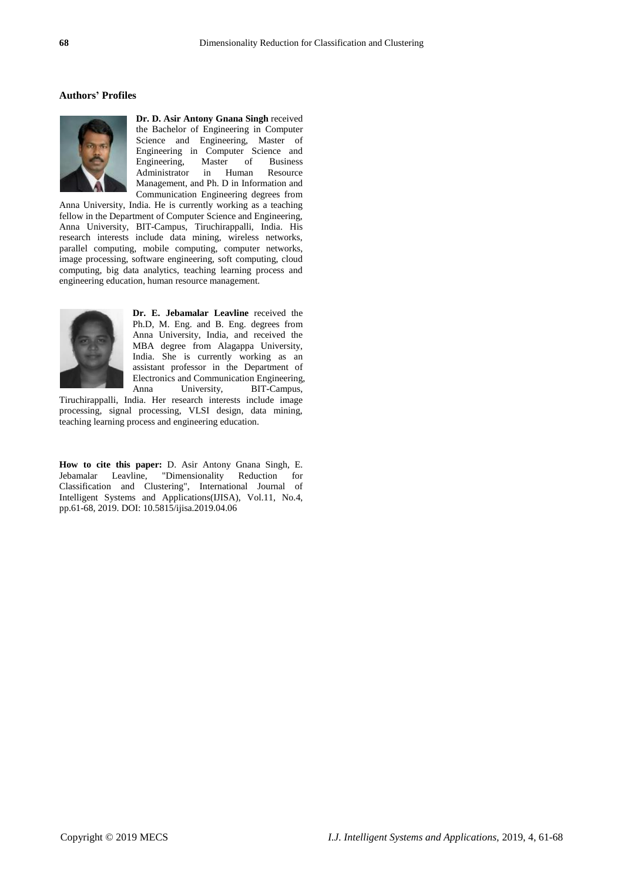**Authors' Profiles**

**Dr. D. Asir Antony Gnana Singh** received the Bachelor of Engineering in Computer Science and Engineering, Master of Engineering in Computer Science and Engineering, Master of Business Administrator in Human Resource Management, and Ph. D in Information and Communication Engineering degrees from Anna University, India. He is currently working as a teaching fellow in the Department of Computer Science and Engineering, Anna University, BIT-Campus, Tiruchirappalli, India. His research interests include data mining, wireless networks, parallel computing, mobile computing, computer networks, image processing, software engineering, soft computing, cloud computing, big data analytics, teaching learning process and engineering education, human resource management.

**Dr. E. Jebamalar Leavline** received the Ph.D, M. Eng. and B. Eng. degrees from Anna University, India, and received the MBA degree from Alagappa University, India. She is currently working as an assistant professor in the Department of Electronics and Communication Engineering, Anna University, BIT-Campus, Tiruchirappalli, India. Her research interests include image processing, signal processing, VLSI design, data mining, teaching learning process and engineering education.

**How to cite this paper:** D. Asir Antony Gnana Singh, E. Jebamalar Leavline, "Dimensionality Reduction for Classification and Clustering", International Journal of Intelligent Systems and Applications(IJISA), Vol.11, No.4, pp.61-68, 2019. DOI: 10.5815/ijisa.2019.04.06